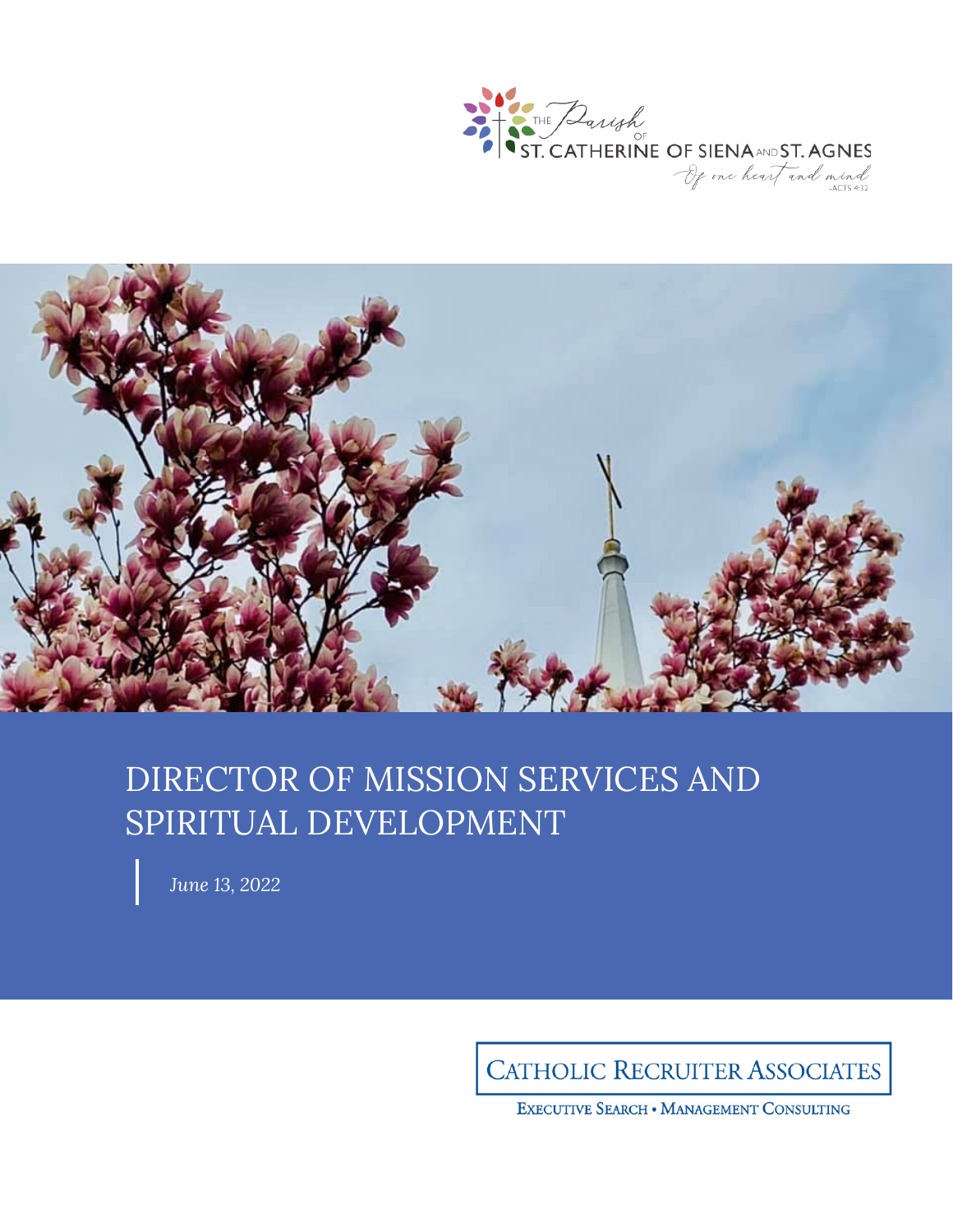THE Parish OF ST. CATHERINE OF SIENA AND ST. AGNES

*Of one heart and mind* -ACTS 4:32

# DIRECTOR OF MISSION SERVICES AND SPIRITUAL DEVELOPMENT

*June 13, 2022*

CATHOLIC RECRUITER ASSOCIATES

EXECUTIVE SEARCH • MANAGEMENT CONSULTING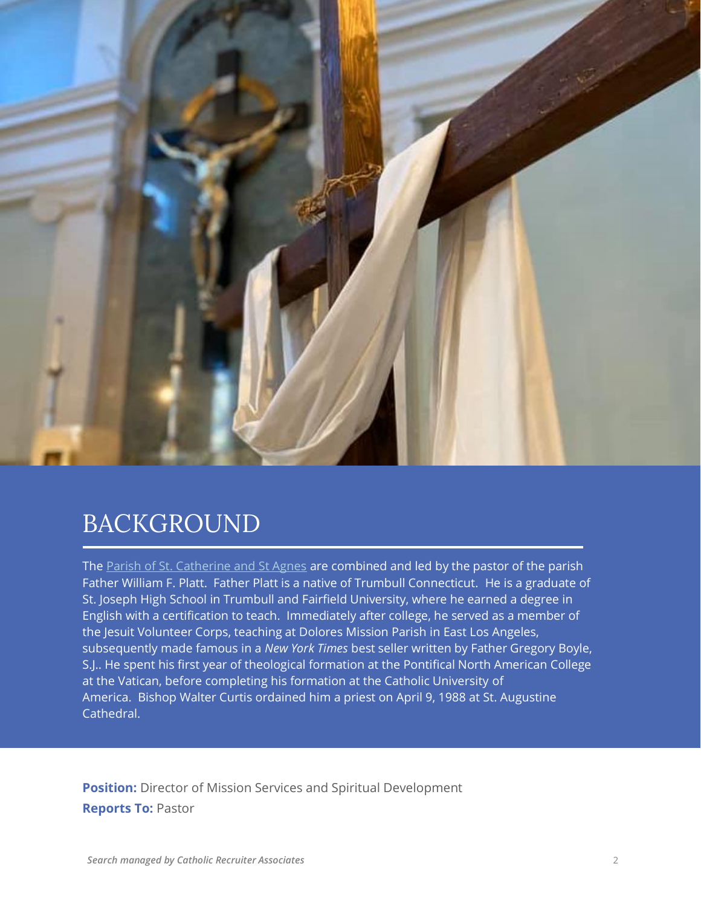# BACKGROUND

The Parish of St. Catherine and St Agnes are combined and led by the pastor of the parish Father William F. Platt. Father Platt is a native of Trumbull Connecticut. He is a graduate of St. Joseph High School in Trumbull and Fairfield University, where he earned a degree in English with a certification to teach. Immediately after college, he served as a member of the Jesuit Volunteer Corps, teaching at Dolores Mission Parish in East Los Angeles, subsequently made famous in a *New York Times* best seller written by Father Gregory Boyle, S.J.. He spent his first year of theological formation at the Pontifical North American College at the Vatican, before completing his formation at the Catholic University of America. Bishop Walter Curtis ordained him a priest on April 9, 1988 at St. Augustine Cathedral.

**Position:** Director of Mission Services and Spiritual Development
**Reports To:** Pastor

*Search managed by Catholic Recruiter Associates*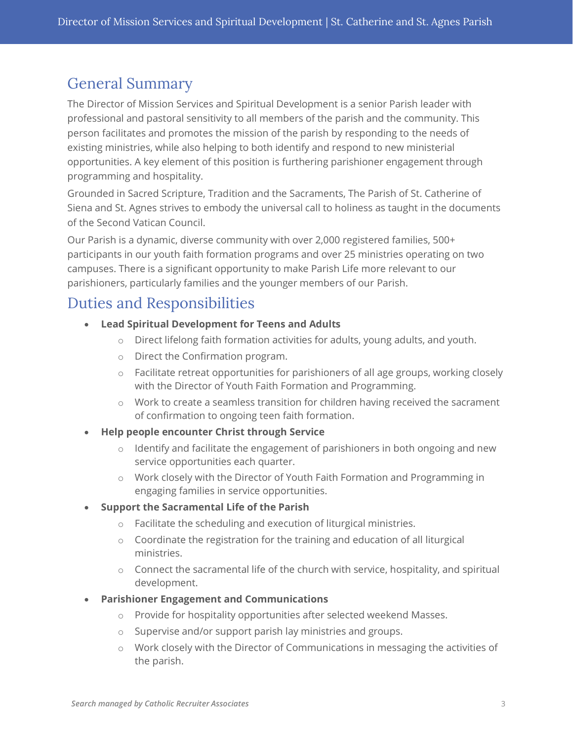## General Summary

The Director of Mission Services and Spiritual Development is a senior Parish leader with professional and pastoral sensitivity to all members of the parish and the community. This person facilitates and promotes the mission of the parish by responding to the needs of existing ministries, while also helping to both identify and respond to new ministerial opportunities. A key element of this position is furthering parishioner engagement through programming and hospitality.

Grounded in Sacred Scripture, Tradition and the Sacraments, The Parish of St. Catherine of Siena and St. Agnes strives to embody the universal call to holiness as taught in the documents of the Second Vatican Council.

Our Parish is a dynamic, diverse community with over 2,000 registered families, 500+ participants in our youth faith formation programs and over 25 ministries operating on two campuses. There is a significant opportunity to make Parish Life more relevant to our parishioners, particularly families and the younger members of our Parish.

## Duties and Responsibilities

- **Lead Spiritual Development for Teens and Adults**
  - Direct lifelong faith formation activities for adults, young adults, and youth.
  - Direct the Confirmation program.
  - Facilitate retreat opportunities for parishioners of all age groups, working closely with the Director of Youth Faith Formation and Programming.
  - Work to create a seamless transition for children having received the sacrament of confirmation to ongoing teen faith formation.
- **Help people encounter Christ through Service**
  - Identify and facilitate the engagement of parishioners in both ongoing and new service opportunities each quarter.
  - Work closely with the Director of Youth Faith Formation and Programming in engaging families in service opportunities.
- **Support the Sacramental Life of the Parish**
  - Facilitate the scheduling and execution of liturgical ministries.
  - Coordinate the registration for the training and education of all liturgical ministries.
  - Connect the sacramental life of the church with service, hospitality, and spiritual development.
- **Parishioner Engagement and Communications**
  - Provide for hospitality opportunities after selected weekend Masses.
  - Supervise and/or support parish lay ministries and groups.
  - Work closely with the Director of Communications in messaging the activities of the parish.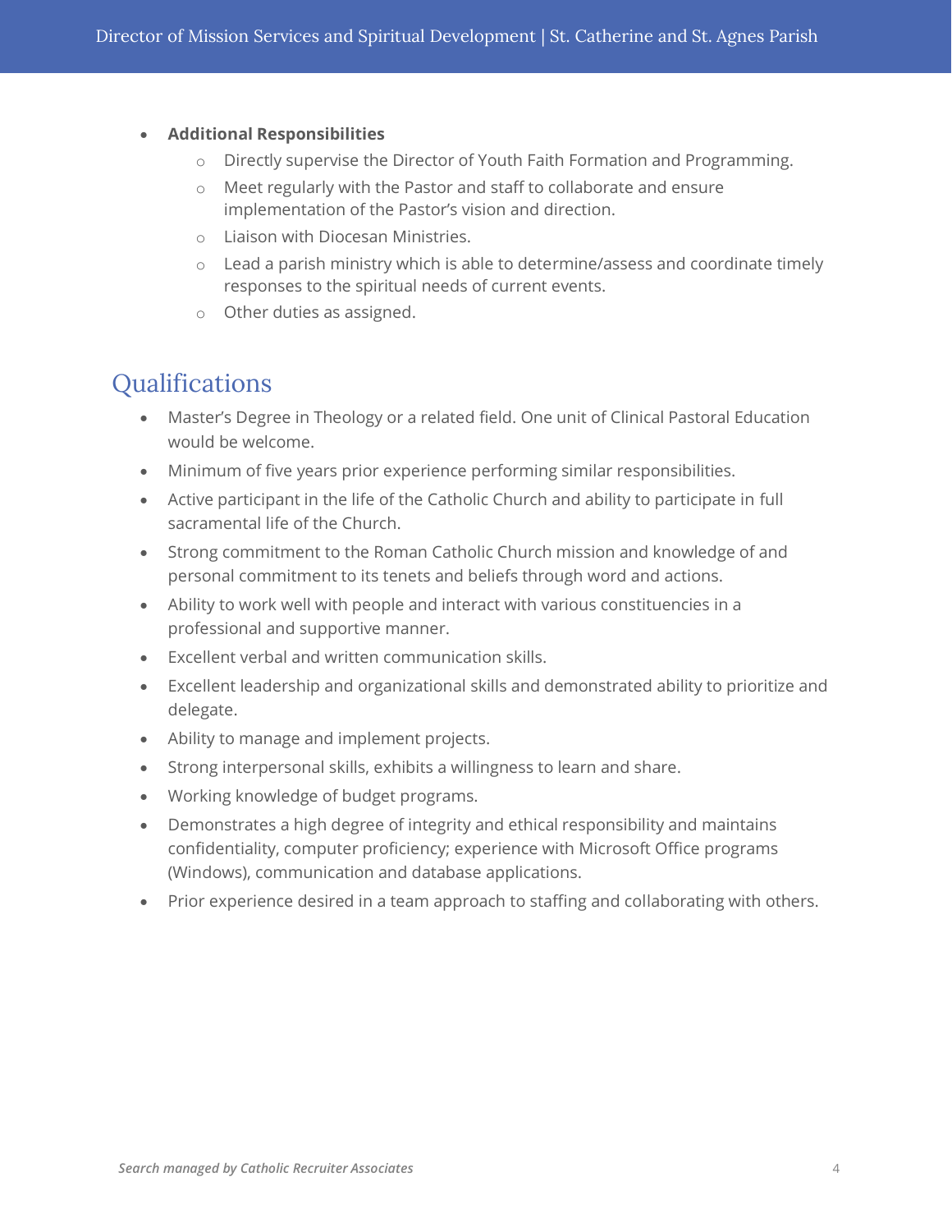- **Additional Responsibilities**
  - Directly supervise the Director of Youth Faith Formation and Programming.
  - Meet regularly with the Pastor and staff to collaborate and ensure implementation of the Pastor's vision and direction.
  - Liaison with Diocesan Ministries.
  - Lead a parish ministry which is able to determine/assess and coordinate timely responses to the spiritual needs of current events.
  - Other duties as assigned.

## Qualifications

- Master's Degree in Theology or a related field. One unit of Clinical Pastoral Education would be welcome.
- Minimum of five years prior experience performing similar responsibilities.
- Active participant in the life of the Catholic Church and ability to participate in full sacramental life of the Church.
- Strong commitment to the Roman Catholic Church mission and knowledge of and personal commitment to its tenets and beliefs through word and actions.
- Ability to work well with people and interact with various constituencies in a professional and supportive manner.
- Excellent verbal and written communication skills.
- Excellent leadership and organizational skills and demonstrated ability to prioritize and delegate.
- Ability to manage and implement projects.
- Strong interpersonal skills, exhibits a willingness to learn and share.
- Working knowledge of budget programs.
- Demonstrates a high degree of integrity and ethical responsibility and maintains confidentiality, computer proficiency; experience with Microsoft Office programs (Windows), communication and database applications.
- Prior experience desired in a team approach to staffing and collaborating with others.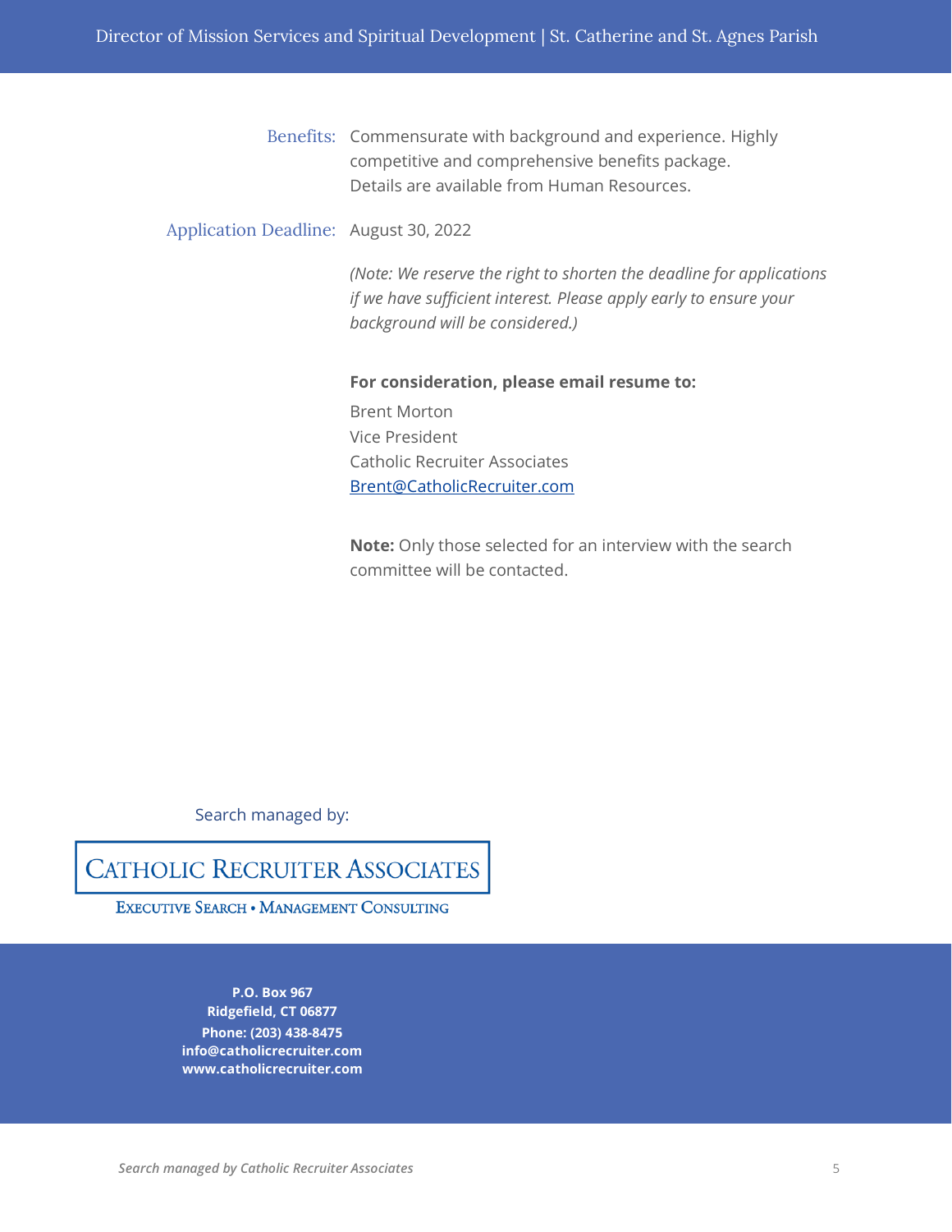**Benefits:** Commensurate with background and experience. Highly competitive and comprehensive benefits package. Details are available from Human Resources.

**Application Deadline:** August 30, 2022

*(Note: We reserve the right to shorten the deadline for applications if we have sufficient interest. Please apply early to ensure your background will be considered.)*

**For consideration, please email resume to:**

Brent Morton
Vice President
Catholic Recruiter Associates
Brent@CatholicRecruiter.com

**Note:** Only those selected for an interview with the search committee will be contacted.

Search managed by:

CATHOLIC RECRUITER ASSOCIATES

EXECUTIVE SEARCH • MANAGEMENT CONSULTING

**P.O. Box 967**
**Ridgefield, CT 06877**
**Phone: (203) 438-8475**
**info@catholicrecruiter.com**
**www.catholicrecruiter.com**